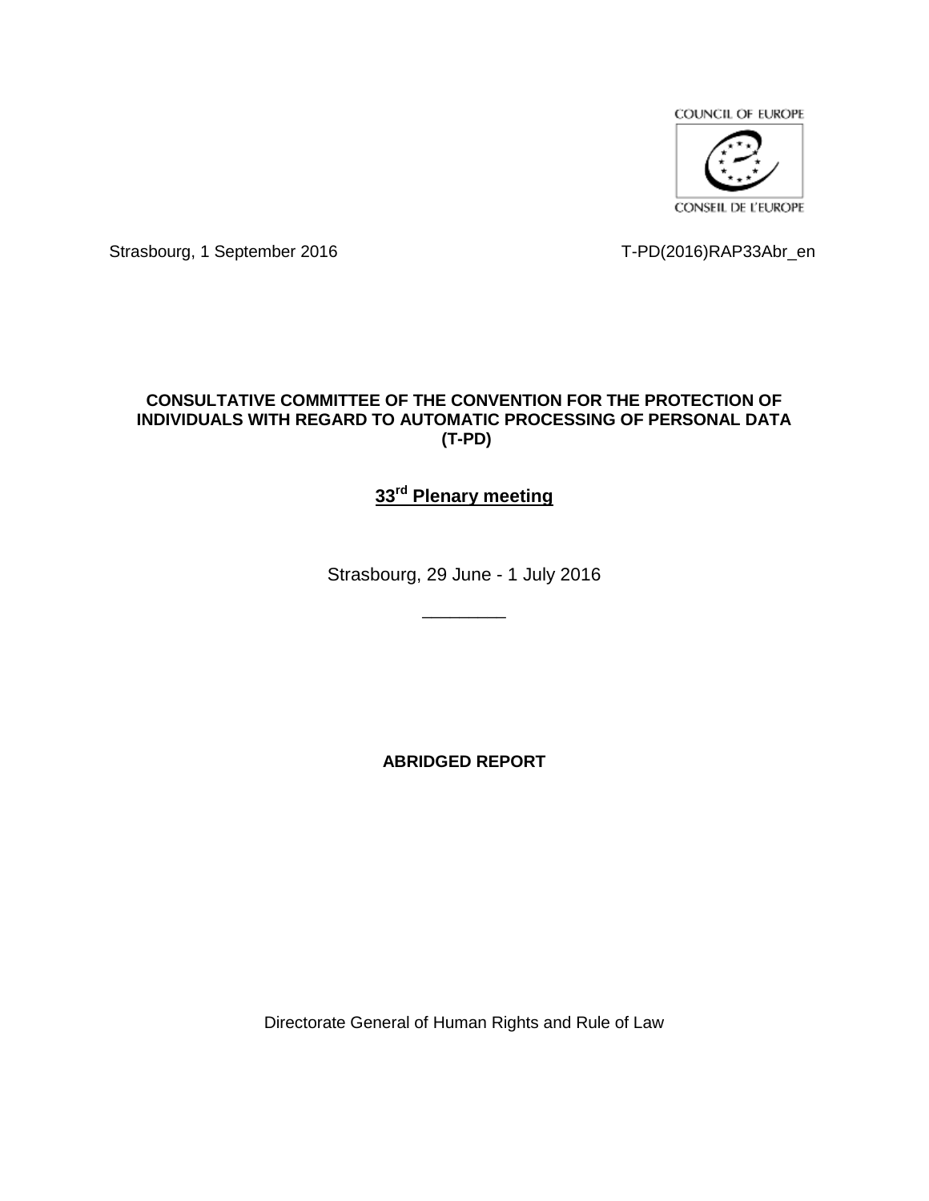COUNCIL OF EUROPE

CONSEIL DE L'EUROPE

Strasbourg, 1 September 2016

T-PD(2016)RAP33Abr_en

**CONSULTATIVE COMMITTEE OF THE CONVENTION FOR THE PROTECTION OF INDIVIDUALS WITH REGARD TO AUTOMATIC PROCESSING OF PERSONAL DATA (T-PD)**

## 33rd Plenary meeting

Strasbourg, 29 June - 1 July 2016

\_\_\_\_\_\_\_\_\_

**ABRIDGED REPORT**

Directorate General of Human Rights and Rule of Law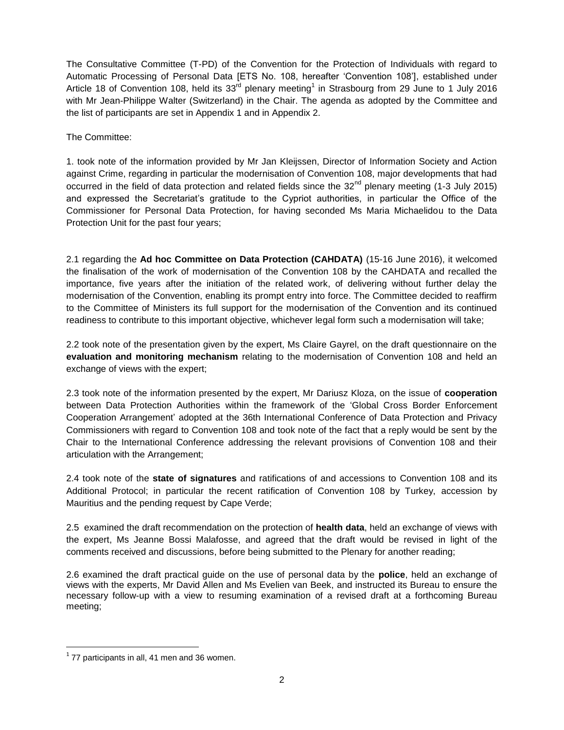The Consultative Committee (T-PD) of the Convention for the Protection of Individuals with regard to Automatic Processing of Personal Data [ETS No. 108, hereafter 'Convention 108'], established under Article 18 of Convention 108, held its 33rd plenary meeting[1] in Strasbourg from 29 June to 1 July 2016 with Mr Jean-Philippe Walter (Switzerland) in the Chair. The agenda as adopted by the Committee and the list of participants are set in Appendix 1 and in Appendix 2.

The Committee:

1. took note of the information provided by Mr Jan Kleijssen, Director of Information Society and Action against Crime, regarding in particular the modernisation of Convention 108, major developments that had occurred in the field of data protection and related fields since the 32nd plenary meeting (1-3 July 2015) and expressed the Secretariat's gratitude to the Cypriot authorities, in particular the Office of the Commissioner for Personal Data Protection, for having seconded Ms Maria Michaelidou to the Data Protection Unit for the past four years;

2.1 regarding the **Ad hoc Committee on Data Protection (CAHDATA)** (15-16 June 2016), it welcomed the finalisation of the work of modernisation of the Convention 108 by the CAHDATA and recalled the importance, five years after the initiation of the related work, of delivering without further delay the modernisation of the Convention, enabling its prompt entry into force. The Committee decided to reaffirm to the Committee of Ministers its full support for the modernisation of the Convention and its continued readiness to contribute to this important objective, whichever legal form such a modernisation will take;

2.2 took note of the presentation given by the expert, Ms Claire Gayrel, on the draft questionnaire on the **evaluation and monitoring mechanism** relating to the modernisation of Convention 108 and held an exchange of views with the expert;

2.3 took note of the information presented by the expert, Mr Dariusz Kloza, on the issue of **cooperation** between Data Protection Authorities within the framework of the 'Global Cross Border Enforcement Cooperation Arrangement' adopted at the 36th International Conference of Data Protection and Privacy Commissioners with regard to Convention 108 and took note of the fact that a reply would be sent by the Chair to the International Conference addressing the relevant provisions of Convention 108 and their articulation with the Arrangement;

2.4 took note of the **state of signatures** and ratifications of and accessions to Convention 108 and its Additional Protocol; in particular the recent ratification of Convention 108 by Turkey, accession by Mauritius and the pending request by Cape Verde;

2.5 examined the draft recommendation on the protection of **health data**, held an exchange of views with the expert, Ms Jeanne Bossi Malafosse, and agreed that the draft would be revised in light of the comments received and discussions, before being submitted to the Plenary for another reading;

2.6 examined the draft practical guide on the use of personal data by the **police**, held an exchange of views with the experts, Mr David Allen and Ms Evelien van Beek, and instructed its Bureau to ensure the necessary follow-up with a view to resuming examination of a revised draft at a forthcoming Bureau meeting;

[1] 77 participants in all, 41 men and 36 women.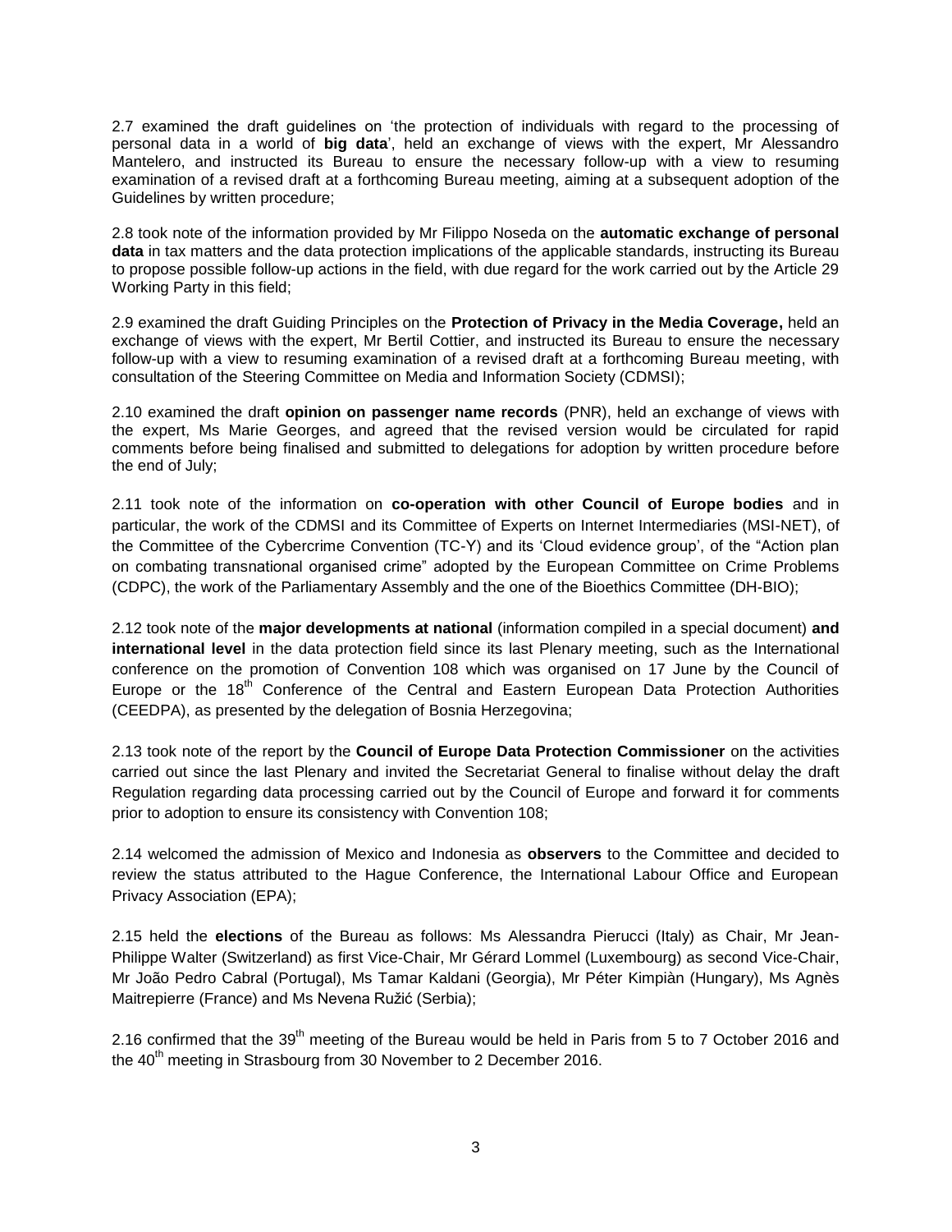2.7 examined the draft guidelines on 'the protection of individuals with regard to the processing of personal data in a world of **big data**', held an exchange of views with the expert, Mr Alessandro Mantelero, and instructed its Bureau to ensure the necessary follow-up with a view to resuming examination of a revised draft at a forthcoming Bureau meeting, aiming at a subsequent adoption of the Guidelines by written procedure;

2.8 took note of the information provided by Mr Filippo Noseda on the **automatic exchange of personal data** in tax matters and the data protection implications of the applicable standards, instructing its Bureau to propose possible follow-up actions in the field, with due regard for the work carried out by the Article 29 Working Party in this field;

2.9 examined the draft Guiding Principles on the **Protection of Privacy in the Media Coverage,** held an exchange of views with the expert, Mr Bertil Cottier, and instructed its Bureau to ensure the necessary follow-up with a view to resuming examination of a revised draft at a forthcoming Bureau meeting, with consultation of the Steering Committee on Media and Information Society (CDMSI);

2.10 examined the draft **opinion on passenger name records** (PNR), held an exchange of views with the expert, Ms Marie Georges, and agreed that the revised version would be circulated for rapid comments before being finalised and submitted to delegations for adoption by written procedure before the end of July;

2.11 took note of the information on **co-operation with other Council of Europe bodies** and in particular, the work of the CDMSI and its Committee of Experts on Internet Intermediaries (MSI-NET), of the Committee of the Cybercrime Convention (TC-Y) and its 'Cloud evidence group', of the "Action plan on combating transnational organised crime" adopted by the European Committee on Crime Problems (CDPC), the work of the Parliamentary Assembly and the one of the Bioethics Committee (DH-BIO);

2.12 took note of the **major developments at national** (information compiled in a special document) **and international level** in the data protection field since its last Plenary meeting, such as the International conference on the promotion of Convention 108 which was organised on 17 June by the Council of Europe or the 18th Conference of the Central and Eastern European Data Protection Authorities (CEEDPA), as presented by the delegation of Bosnia Herzegovina;

2.13 took note of the report by the **Council of Europe Data Protection Commissioner** on the activities carried out since the last Plenary and invited the Secretariat General to finalise without delay the draft Regulation regarding data processing carried out by the Council of Europe and forward it for comments prior to adoption to ensure its consistency with Convention 108;

2.14 welcomed the admission of Mexico and Indonesia as **observers** to the Committee and decided to review the status attributed to the Hague Conference, the International Labour Office and European Privacy Association (EPA);

2.15 held the **elections** of the Bureau as follows: Ms Alessandra Pierucci (Italy) as Chair, Mr Jean-Philippe Walter (Switzerland) as first Vice-Chair, Mr Gérard Lommel (Luxembourg) as second Vice-Chair, Mr João Pedro Cabral (Portugal), Ms Tamar Kaldani (Georgia), Mr Péter Kimpiàn (Hungary), Ms Agnès Maitrepierre (France) and Ms Nevena Ružić (Serbia);

2.16 confirmed that the 39th meeting of the Bureau would be held in Paris from 5 to 7 October 2016 and the 40th meeting in Strasbourg from 30 November to 2 December 2016.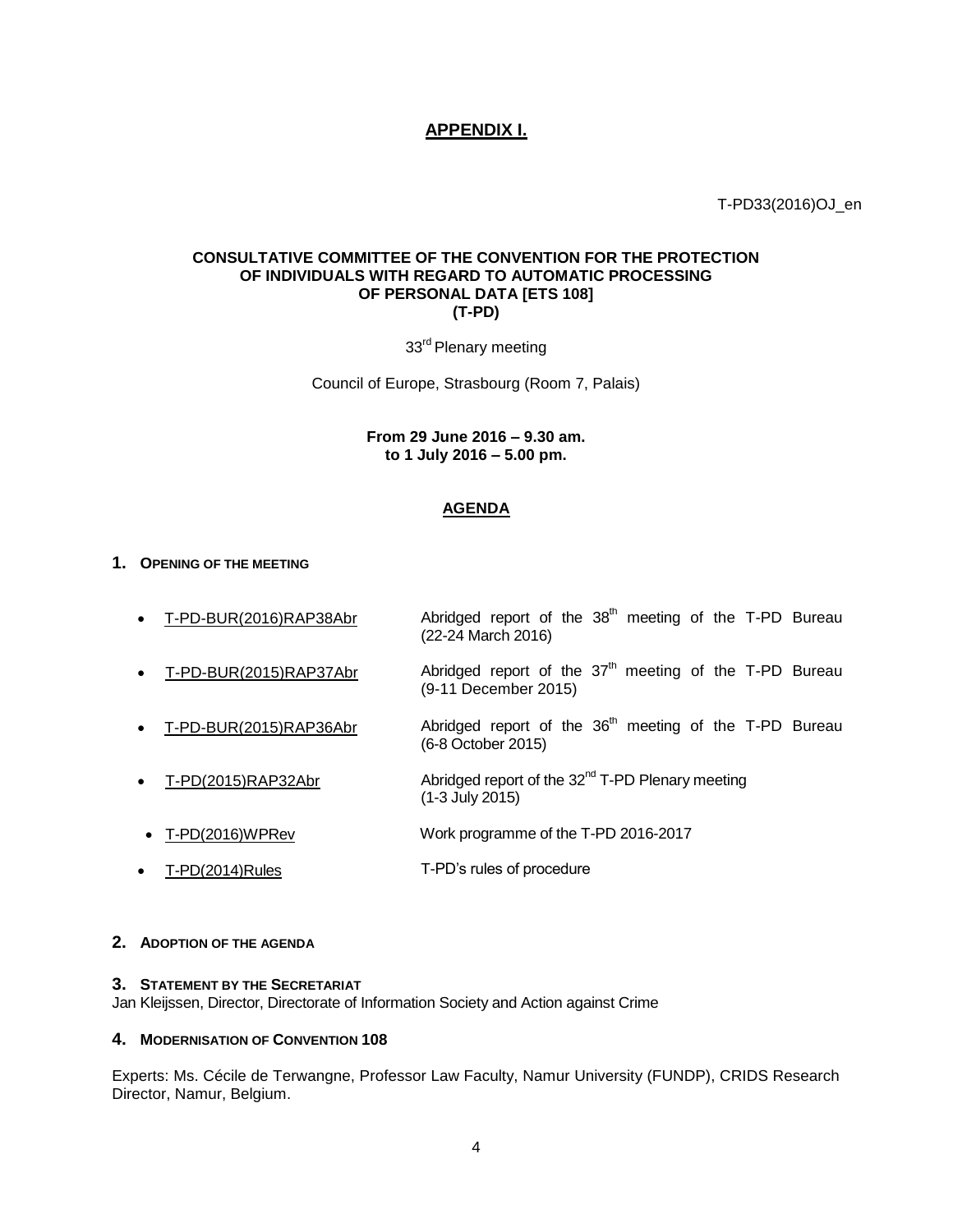## APPENDIX I.

T-PD33(2016)OJ_en

**CONSULTATIVE COMMITTEE OF THE CONVENTION FOR THE PROTECTION OF INDIVIDUALS WITH REGARD TO AUTOMATIC PROCESSING OF PERSONAL DATA [ETS 108] (T-PD)**

33rd Plenary meeting

Council of Europe, Strasbourg (Room 7, Palais)

**From 29 June 2016 – 9.30 am. to 1 July 2016 – 5.00 pm.**

## AGENDA

### 1. OPENING OF THE MEETING

| | |
|---|---|
| • T-PD-BUR(2016)RAP38Abr | Abridged report of the 38th meeting of the T-PD Bureau (22-24 March 2016) |
| • T-PD-BUR(2015)RAP37Abr | Abridged report of the 37th meeting of the T-PD Bureau (9-11 December 2015) |
| • T-PD-BUR(2015)RAP36Abr | Abridged report of the 36th meeting of the T-PD Bureau (6-8 October 2015) |
| • T-PD(2015)RAP32Abr | Abridged report of the 32nd T-PD Plenary meeting (1-3 July 2015) |
| • T-PD(2016)WPRev | Work programme of the T-PD 2016-2017 |
| • T-PD(2014)Rules | T-PD's rules of procedure |

### 2. ADOPTION OF THE AGENDA

### 3. STATEMENT BY THE SECRETARIAT

Jan Kleijssen, Director, Directorate of Information Society and Action against Crime

### 4. MODERNISATION OF CONVENTION 108

Experts: Ms. Cécile de Terwangne, Professor Law Faculty, Namur University (FUNDP), CRIDS Research Director, Namur, Belgium.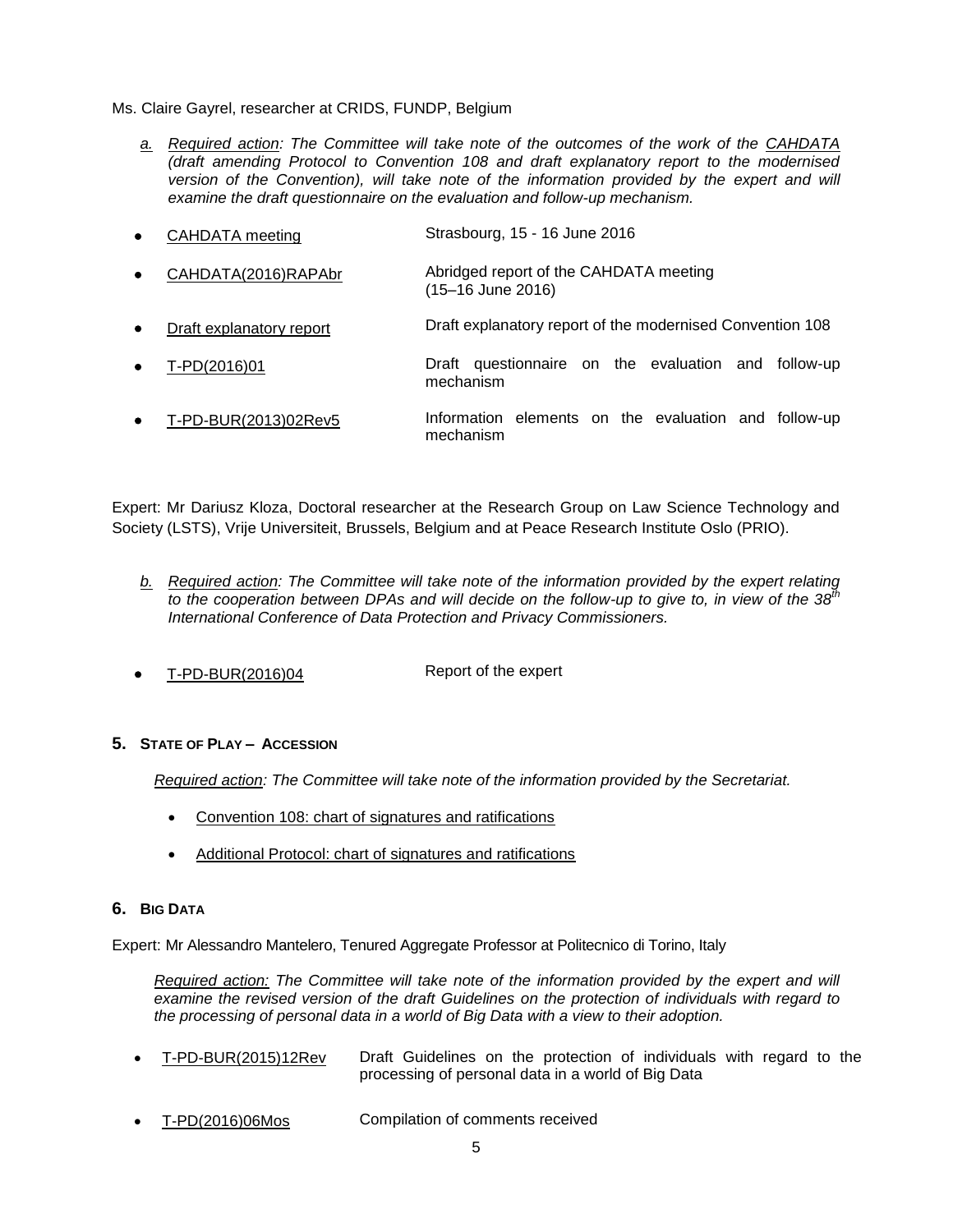Ms. Claire Gayrel, researcher at CRIDS, FUNDP, Belgium

*a. Required action: The Committee will take note of the outcomes of the work of the CAHDATA (draft amending Protocol to Convention 108 and draft explanatory report to the modernised version of the Convention), will take note of the information provided by the expert and will examine the draft questionnaire on the evaluation and follow-up mechanism.*

- CAHDATA meeting — Strasbourg, 15 - 16 June 2016
- CAHDATA(2016)RAPAbr — Abridged report of the CAHDATA meeting (15–16 June 2016)
- Draft explanatory report — Draft explanatory report of the modernised Convention 108
- T-PD(2016)01 — Draft questionnaire on the evaluation and follow-up mechanism
- T-PD-BUR(2013)02Rev5 — Information elements on the evaluation and follow-up mechanism

Expert: Mr Dariusz Kloza, Doctoral researcher at the Research Group on Law Science Technology and Society (LSTS), Vrije Universiteit, Brussels, Belgium and at Peace Research Institute Oslo (PRIO).

*b. Required action: The Committee will take note of the information provided by the expert relating to the cooperation between DPAs and will decide on the follow-up to give to, in view of the 38th International Conference of Data Protection and Privacy Commissioners.*

- T-PD-BUR(2016)04 — Report of the expert

### 5. STATE OF PLAY – ACCESSION

*Required action: The Committee will take note of the information provided by the Secretariat.*

- Convention 108: chart of signatures and ratifications
- Additional Protocol: chart of signatures and ratifications

### 6. BIG DATA

Expert: Mr Alessandro Mantelero, Tenured Aggregate Professor at Politecnico di Torino, Italy

*Required action: The Committee will take note of the information provided by the expert and will examine the revised version of the draft Guidelines on the protection of individuals with regard to the processing of personal data in a world of Big Data with a view to their adoption.*

- T-PD-BUR(2015)12Rev — Draft Guidelines on the protection of individuals with regard to the processing of personal data in a world of Big Data
- T-PD(2016)06Mos — Compilation of comments received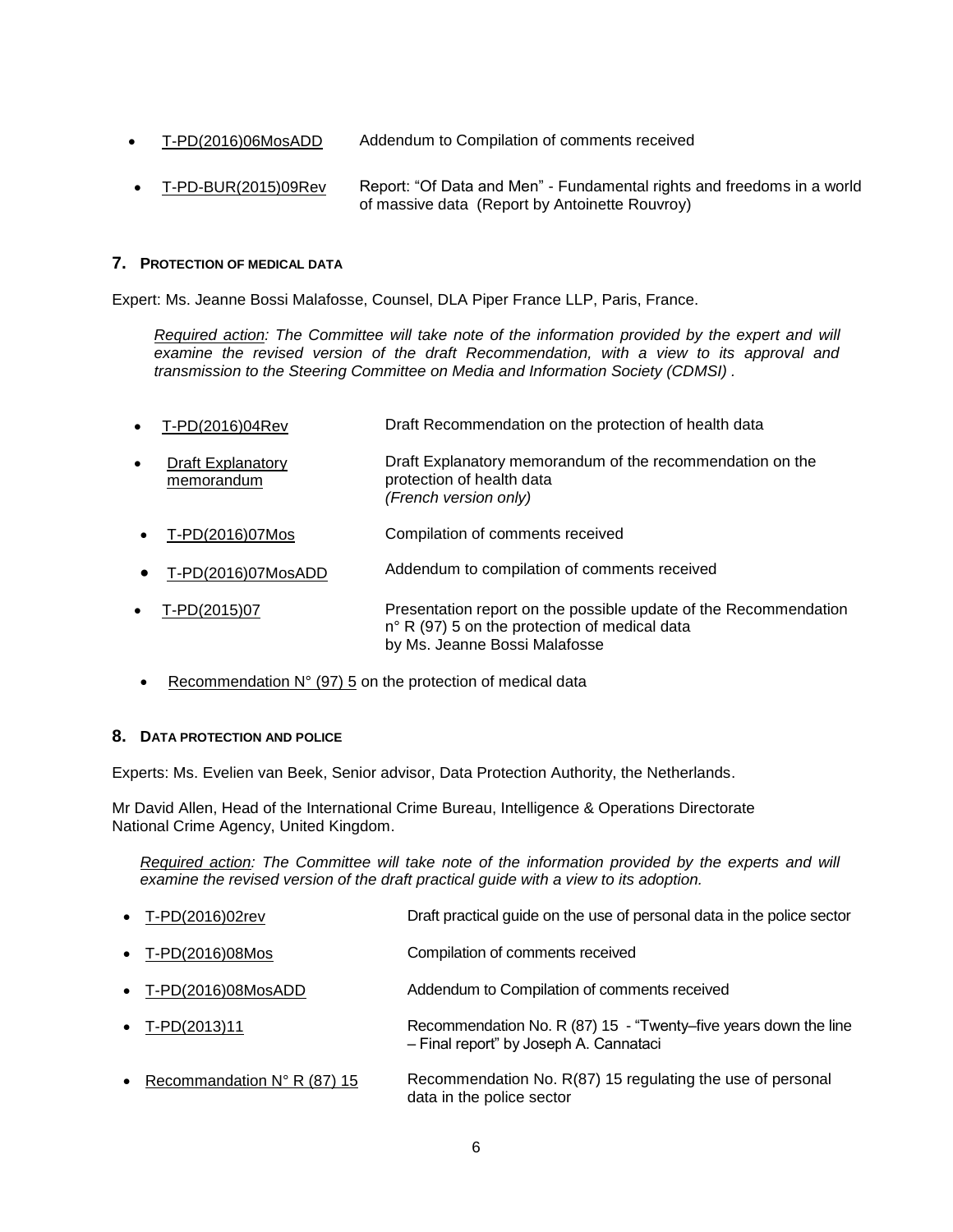- T-PD(2016)06MosADD — Addendum to Compilation of comments received
- T-PD-BUR(2015)09Rev — Report: "Of Data and Men" - Fundamental rights and freedoms in a world of massive data (Report by Antoinette Rouvroy)

## 7. PROTECTION OF MEDICAL DATA

Expert: Ms. Jeanne Bossi Malafosse, Counsel, DLA Piper France LLP, Paris, France.

> *Required action: The Committee will take note of the information provided by the expert and will examine the revised version of the draft Recommendation, with a view to its approval and transmission to the Steering Committee on Media and Information Society (CDMSI) .*

- T-PD(2016)04Rev — Draft Recommendation on the protection of health data
- Draft Explanatory memorandum — Draft Explanatory memorandum of the recommendation on the protection of health data *(French version only)*
- T-PD(2016)07Mos — Compilation of comments received
- T-PD(2016)07MosADD — Addendum to compilation of comments received
- T-PD(2015)07 — Presentation report on the possible update of the Recommendation n° R (97) 5 on the protection of medical data by Ms. Jeanne Bossi Malafosse
- Recommendation N° (97) 5 on the protection of medical data

## 8. DATA PROTECTION AND POLICE

Experts: Ms. Evelien van Beek, Senior advisor, Data Protection Authority, the Netherlands.

Mr David Allen, Head of the International Crime Bureau, Intelligence & Operations Directorate National Crime Agency, United Kingdom.

> *Required action: The Committee will take note of the information provided by the experts and will examine the revised version of the draft practical guide with a view to its adoption.*

- T-PD(2016)02rev — Draft practical guide on the use of personal data in the police sector
- T-PD(2016)08Mos — Compilation of comments received
- T-PD(2016)08MosADD — Addendum to Compilation of comments received
- T-PD(2013)11 — Recommendation No. R (87) 15 - "Twenty–five years down the line – Final report" by Joseph A. Cannataci
- Recommandation N° R (87) 15 — Recommendation No. R(87) 15 regulating the use of personal data in the police sector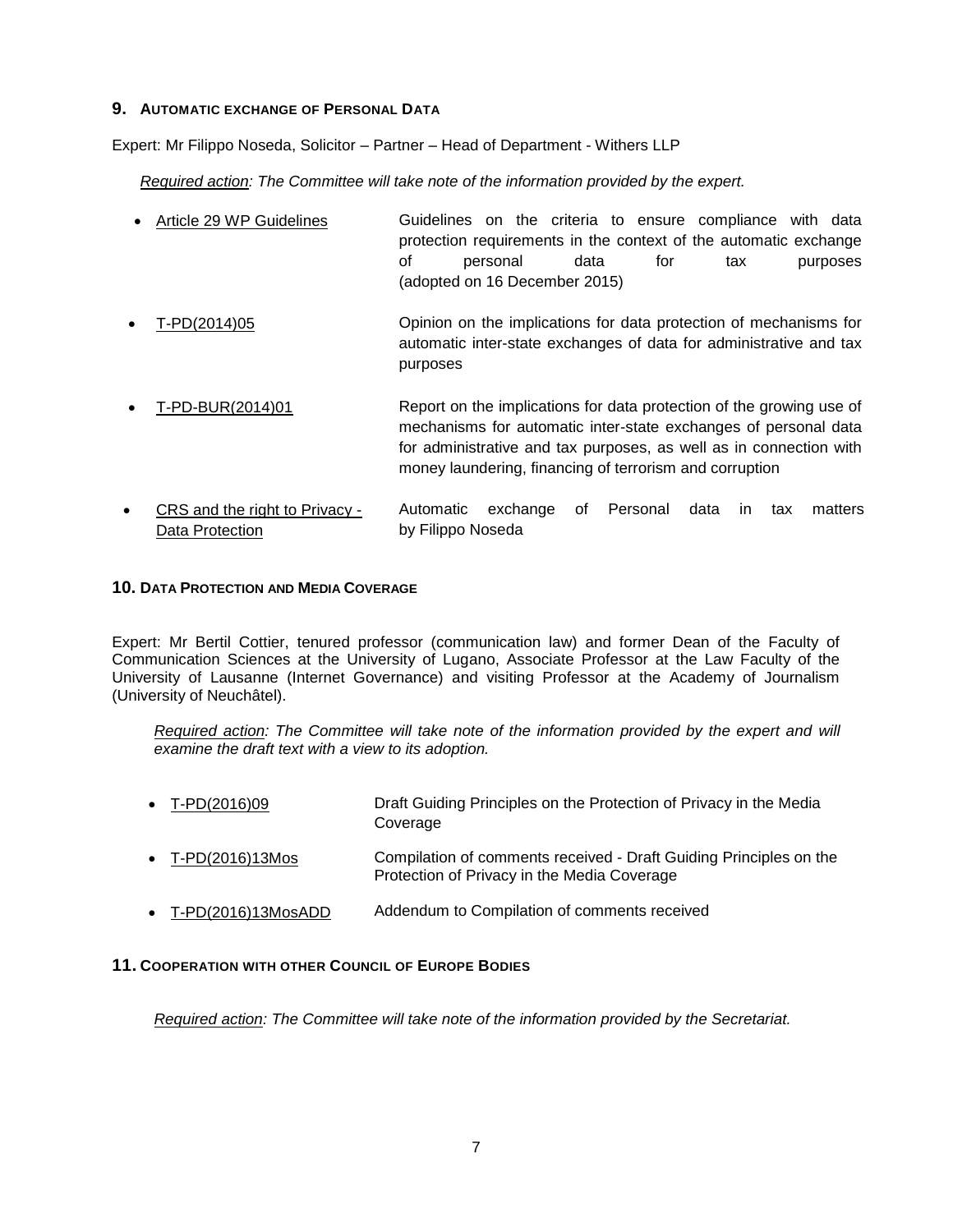## 9. AUTOMATIC EXCHANGE OF PERSONAL DATA

Expert: Mr Filippo Noseda, Solicitor – Partner – Head of Department - Withers LLP

*Required action: The Committee will take note of the information provided by the expert.*

- Article 29 WP Guidelines — Guidelines on the criteria to ensure compliance with data protection requirements in the context of the automatic exchange of personal data for tax purposes (adopted on 16 December 2015)
- T-PD(2014)05 — Opinion on the implications for data protection of mechanisms for automatic inter-state exchanges of data for administrative and tax purposes
- T-PD-BUR(2014)01 — Report on the implications for data protection of the growing use of mechanisms for automatic inter-state exchanges of personal data for administrative and tax purposes, as well as in connection with money laundering, financing of terrorism and corruption
- CRS and the right to Privacy - Data Protection — Automatic exchange of Personal data in tax matters by Filippo Noseda

## 10. DATA PROTECTION AND MEDIA COVERAGE

Expert: Mr Bertil Cottier, tenured professor (communication law) and former Dean of the Faculty of Communication Sciences at the University of Lugano, Associate Professor at the Law Faculty of the University of Lausanne (Internet Governance) and visiting Professor at the Academy of Journalism (University of Neuchâtel).

*Required action: The Committee will take note of the information provided by the expert and will examine the draft text with a view to its adoption.*

- T-PD(2016)09 — Draft Guiding Principles on the Protection of Privacy in the Media Coverage
- T-PD(2016)13Mos — Compilation of comments received - Draft Guiding Principles on the Protection of Privacy in the Media Coverage
- T-PD(2016)13MosADD — Addendum to Compilation of comments received

## 11. COOPERATION WITH OTHER COUNCIL OF EUROPE BODIES

*Required action: The Committee will take note of the information provided by the Secretariat.*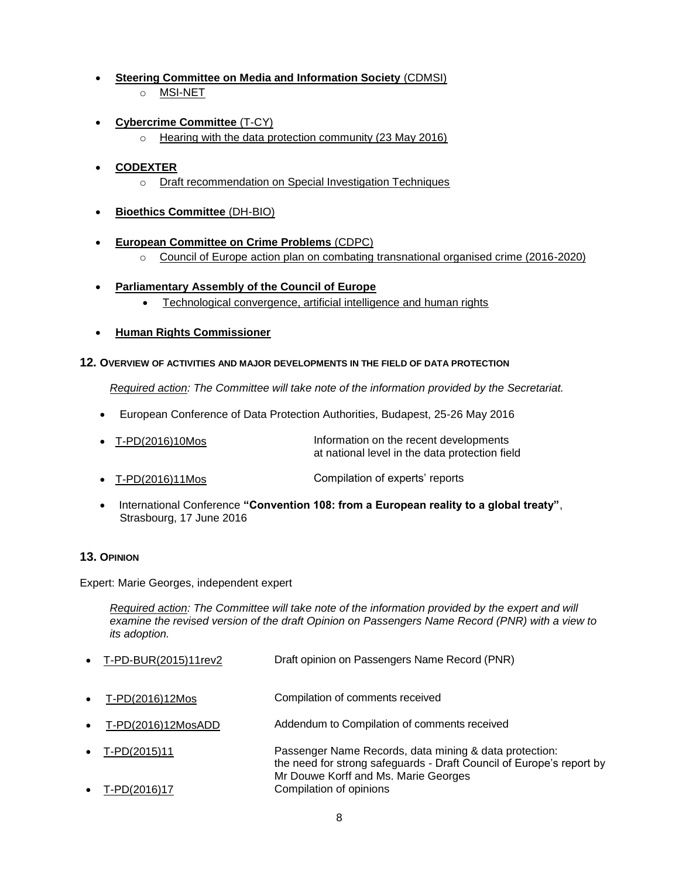- **Steering Committee on Media and Information Society** (CDMSI)
  - MSI-NET

- **Cybercrime Committee** (T-CY)
  - Hearing with the data protection community (23 May 2016)

- **CODEXTER**
  - Draft recommendation on Special Investigation Techniques

- **Bioethics Committee** (DH-BIO)

- **European Committee on Crime Problems** (CDPC)
  - Council of Europe action plan on combating transnational organised crime (2016-2020)

- **Parliamentary Assembly of the Council of Europe**
  - Technological convergence, artificial intelligence and human rights

- **Human Rights Commissioner**

## 12. Overview of activities and major developments in the field of data protection

*Required action: The Committee will take note of the information provided by the Secretariat.*

- European Conference of Data Protection Authorities, Budapest, 25-26 May 2016

| | |
|---|---|
| T-PD(2016)10Mos | Information on the recent developments at national level in the data protection field |
| T-PD(2016)11Mos | Compilation of experts' reports |

- International Conference **"Convention 108: from a European reality to a global treaty"**, Strasbourg, 17 June 2016

## 13. Opinion

Expert: Marie Georges, independent expert

*Required action: The Committee will take note of the information provided by the expert and will examine the revised version of the draft Opinion on Passengers Name Record (PNR) with a view to its adoption.*

| | |
|---|---|
| T-PD-BUR(2015)11rev2 | Draft opinion on Passengers Name Record (PNR) |
| T-PD(2016)12Mos | Compilation of comments received |
| T-PD(2016)12MosADD | Addendum to Compilation of comments received |
| T-PD(2015)11 | Passenger Name Records, data mining & data protection: the need for strong safeguards - Draft Council of Europe's report by Mr Douwe Korff and Ms. Marie Georges |
| T-PD(2016)17 | Compilation of opinions |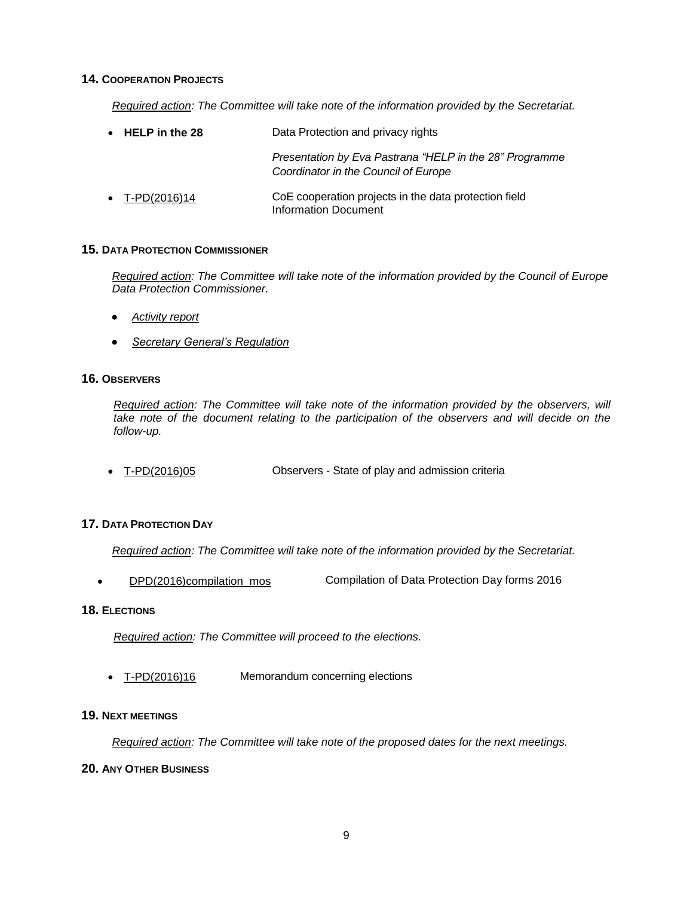### 14. COOPERATION PROJECTS

*Required action: The Committee will take note of the information provided by the Secretariat.*

- **HELP in the 28** — Data Protection and privacy rights

  *Presentation by Eva Pastrana "HELP in the 28" Programme Coordinator in the Council of Europe*

- T-PD(2016)14 — CoE cooperation projects in the data protection field Information Document

### 15. DATA PROTECTION COMMISSIONER

*Required action: The Committee will take note of the information provided by the Council of Europe Data Protection Commissioner.*

- *Activity report*
- *Secretary General's Regulation*

### 16. OBSERVERS

*Required action: The Committee will take note of the information provided by the observers, will take note of the document relating to the participation of the observers and will decide on the follow-up.*

- T-PD(2016)05 — Observers - State of play and admission criteria

### 17. DATA PROTECTION DAY

*Required action: The Committee will take note of the information provided by the Secretariat.*

- DPD(2016)compilation_mos — Compilation of Data Protection Day forms 2016

### 18. ELECTIONS

*Required action: The Committee will proceed to the elections.*

- T-PD(2016)16 — Memorandum concerning elections

### 19. NEXT MEETINGS

*Required action: The Committee will take note of the proposed dates for the next meetings.*

### 20. ANY OTHER BUSINESS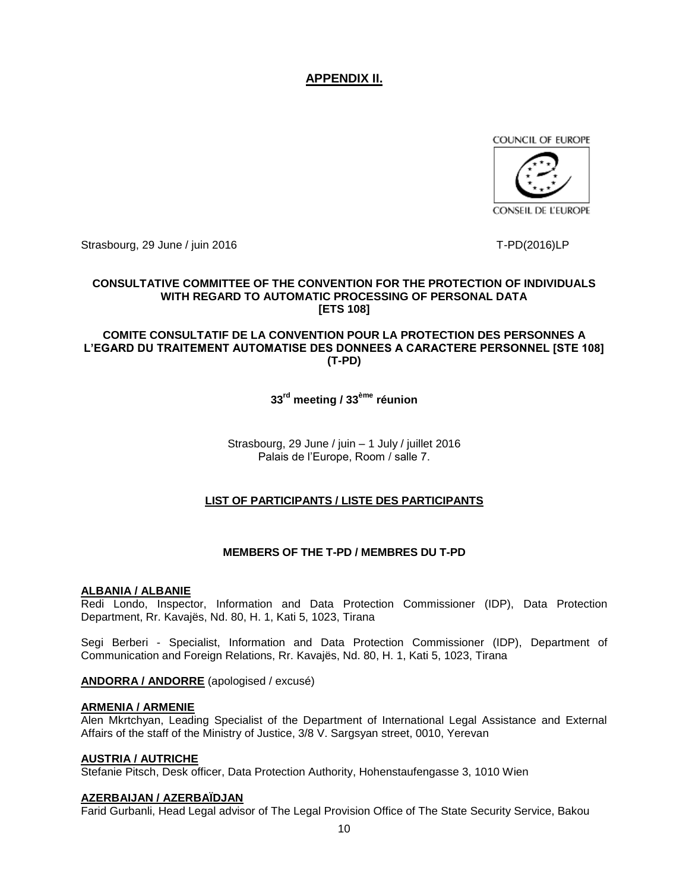**APPENDIX II.**

COUNCIL OF EUROPE

CONSEIL DE L'EUROPE

Strasbourg, 29 June / juin 2016

T-PD(2016)LP

**CONSULTATIVE COMMITTEE OF THE CONVENTION FOR THE PROTECTION OF INDIVIDUALS WITH REGARD TO AUTOMATIC PROCESSING OF PERSONAL DATA [ETS 108]**

**COMITE CONSULTATIF DE LA CONVENTION POUR LA PROTECTION DES PERSONNES A L'EGARD DU TRAITEMENT AUTOMATISE DES DONNEES A CARACTERE PERSONNEL [STE 108] (T-PD)**

**33rd meeting / 33ème réunion**

Strasbourg, 29 June / juin – 1 July / juillet 2016
Palais de l'Europe, Room / salle 7.

**LIST OF PARTICIPANTS / LISTE DES PARTICIPANTS**

**MEMBERS OF THE T-PD / MEMBRES DU T-PD**

**ALBANIA / ALBANIE**
Redi Londo, Inspector, Information and Data Protection Commissioner (IDP), Data Protection Department, Rr. Kavajës, Nd. 80, H. 1, Kati 5, 1023, Tirana

Segi Berberi - Specialist, Information and Data Protection Commissioner (IDP), Department of Communication and Foreign Relations, Rr. Kavajës, Nd. 80, H. 1, Kati 5, 1023, Tirana

**ANDORRA / ANDORRE** (apologised / excusé)

**ARMENIA / ARMENIE**
Alen Mkrtchyan, Leading Specialist of the Department of International Legal Assistance and External Affairs of the staff of the Ministry of Justice, 3/8 V. Sargsyan street, 0010, Yerevan

**AUSTRIA / AUTRICHE**
Stefanie Pitsch, Desk officer, Data Protection Authority, Hohenstaufengasse 3, 1010 Wien

**AZERBAIJAN / AZERBAÏDJAN**
Farid Gurbanli, Head Legal advisor of The Legal Provision Office of The State Security Service, Bakou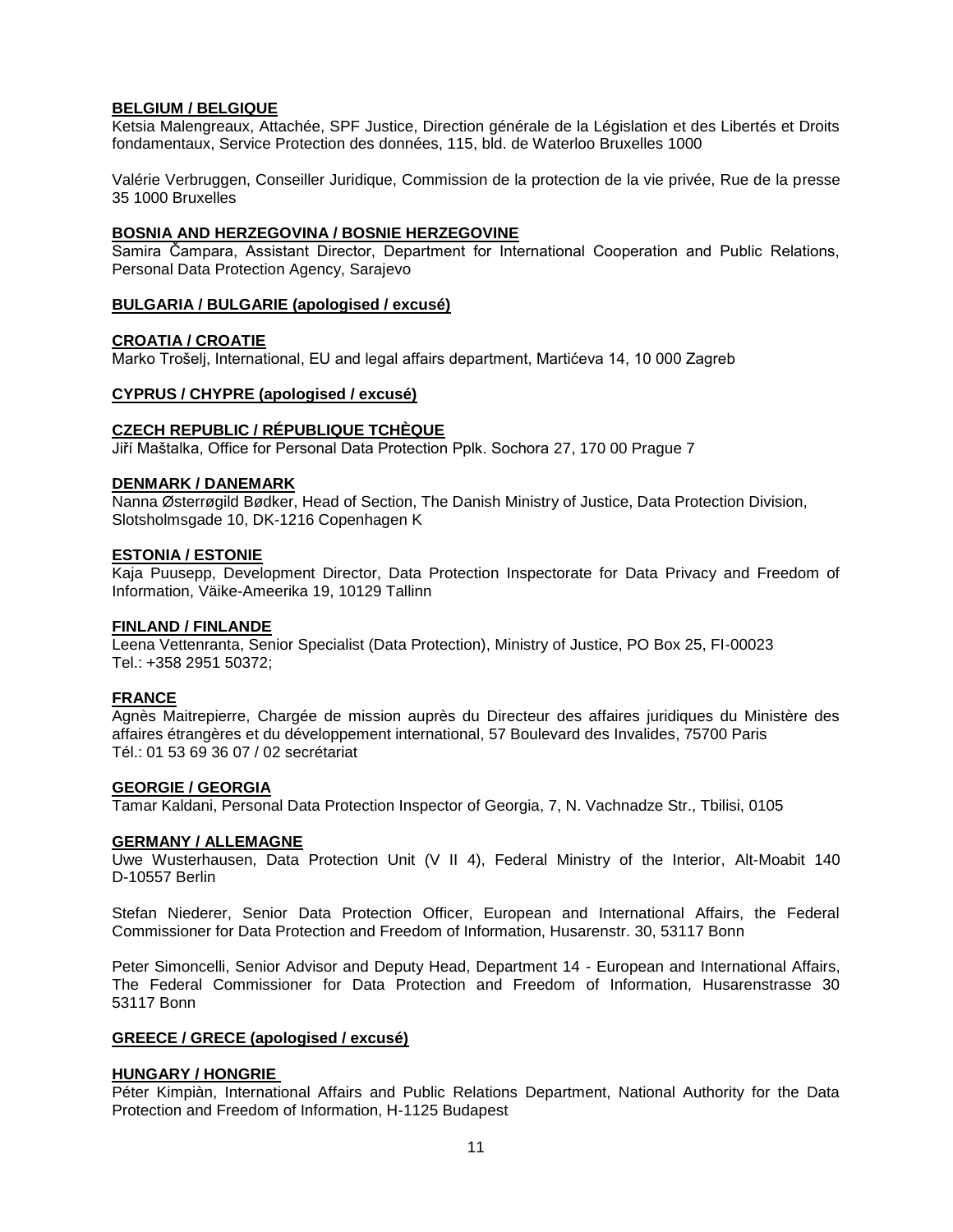**BELGIUM / BELGIQUE**

Ketsia Malengreaux, Attachée, SPF Justice, Direction générale de la Législation et des Libertés et Droits fondamentaux, Service Protection des données, 115, bld. de Waterloo Bruxelles 1000

Valérie Verbruggen, Conseiller Juridique, Commission de la protection de la vie privée, Rue de la presse 35 1000 Bruxelles

**BOSNIA AND HERZEGOVINA / BOSNIE HERZEGOVINE**

Samira Čampara, Assistant Director, Department for International Cooperation and Public Relations, Personal Data Protection Agency, Sarajevo

**BULGARIA / BULGARIE (apologised / excusé)**

**CROATIA / CROATIE**

Marko Trošelj, International, EU and legal affairs department, Martićeva 14, 10 000 Zagreb

**CYPRUS / CHYPRE (apologised / excusé)**

**CZECH REPUBLIC / RÉPUBLIQUE TCHÈQUE**

Jiří Maštalka, Office for Personal Data Protection Pplk. Sochora 27, 170 00 Prague 7

**DENMARK / DANEMARK**

Nanna Østerrøgild Bødker, Head of Section, The Danish Ministry of Justice, Data Protection Division, Slotsholmsgade 10, DK-1216 Copenhagen K

**ESTONIA / ESTONIE**

Kaja Puusepp, Development Director, Data Protection Inspectorate for Data Privacy and Freedom of Information, Väike-Ameerika 19, 10129 Tallinn

**FINLAND / FINLANDE**

Leena Vettenranta, Senior Specialist (Data Protection), Ministry of Justice, PO Box 25, FI-00023
Tel.: +358 2951 50372;

**FRANCE**

Agnès Maitrepierre, Chargée de mission auprès du Directeur des affaires juridiques du Ministère des affaires étrangères et du développement international, 57 Boulevard des Invalides, 75700 Paris
Tél.: 01 53 69 36 07 / 02 secrétariat

**GEORGIE / GEORGIA**

Tamar Kaldani, Personal Data Protection Inspector of Georgia, 7, N. Vachnadze Str., Tbilisi, 0105

**GERMANY / ALLEMAGNE**

Uwe Wusterhausen, Data Protection Unit (V II 4), Federal Ministry of the Interior, Alt-Moabit 140 D-10557 Berlin

Stefan Niederer, Senior Data Protection Officer, European and International Affairs, the Federal Commissioner for Data Protection and Freedom of Information, Husarenstr. 30, 53117 Bonn

Peter Simoncelli, Senior Advisor and Deputy Head, Department 14 - European and International Affairs, The Federal Commissioner for Data Protection and Freedom of Information, Husarenstrasse 30 53117 Bonn

**GREECE / GRECE (apologised / excusé)**

**HUNGARY / HONGRIE**

Péter Kimpiàn, International Affairs and Public Relations Department, National Authority for the Data Protection and Freedom of Information, H-1125 Budapest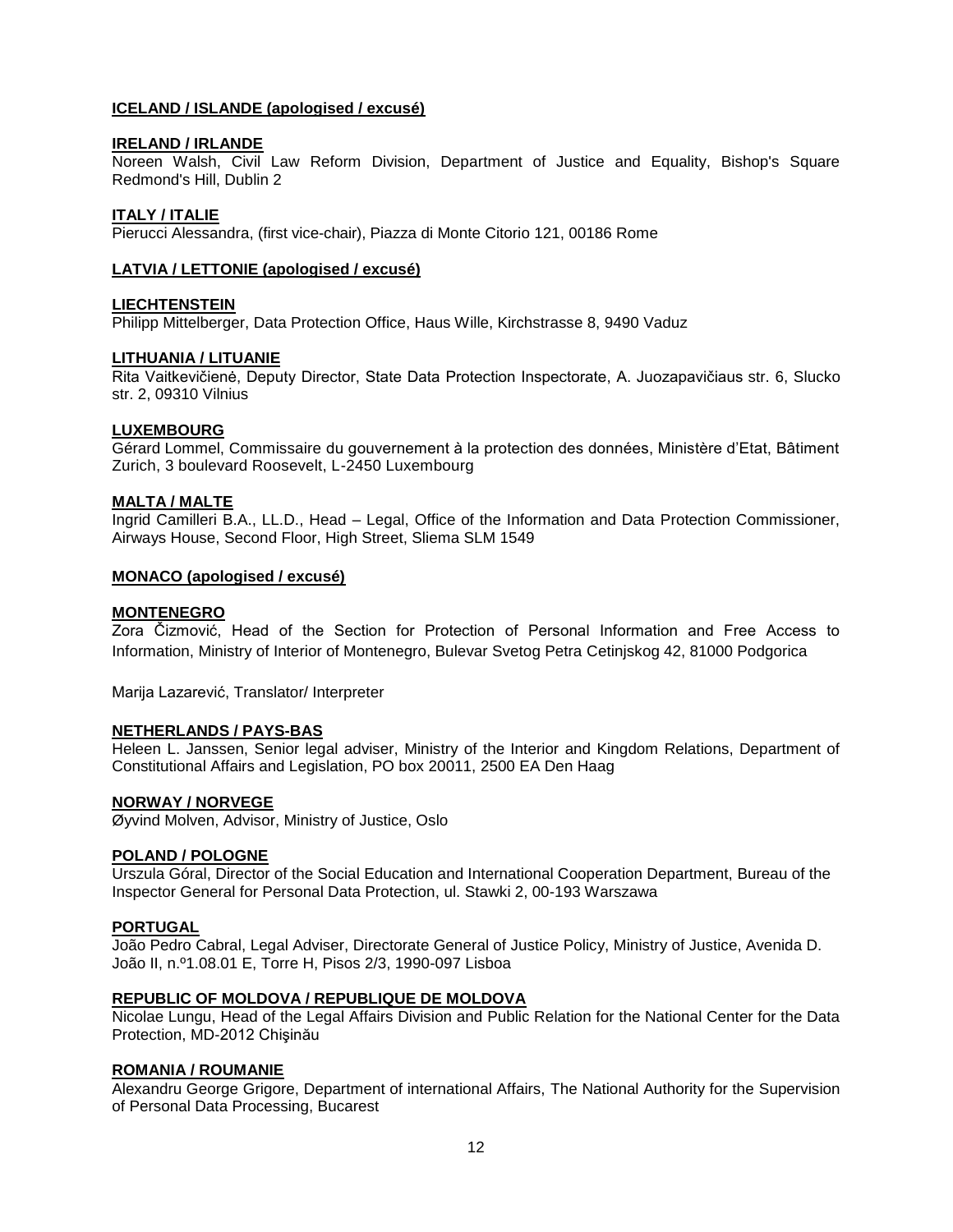**ICELAND / ISLANDE (apologised / excusé)**

**IRELAND / IRLANDE**
Noreen Walsh, Civil Law Reform Division, Department of Justice and Equality, Bishop's Square Redmond's Hill, Dublin 2

**ITALY / ITALIE**
Pierucci Alessandra, (first vice-chair), Piazza di Monte Citorio 121, 00186 Rome

**LATVIA / LETTONIE (apologised / excusé)**

**LIECHTENSTEIN**
Philipp Mittelberger, Data Protection Office, Haus Wille, Kirchstrasse 8, 9490 Vaduz

**LITHUANIA / LITUANIE**
Rita Vaitkevičienė, Deputy Director, State Data Protection Inspectorate, A. Juozapavičiaus str. 6, Slucko str. 2, 09310 Vilnius

**LUXEMBOURG**
Gérard Lommel, Commissaire du gouvernement à la protection des données, Ministère d'Etat, Bâtiment Zurich, 3 boulevard Roosevelt, L-2450 Luxembourg

**MALTA / MALTE**
Ingrid Camilleri B.A., LL.D., Head – Legal, Office of the Information and Data Protection Commissioner, Airways House, Second Floor, High Street, Sliema SLM 1549

**MONACO (apologised / excusé)**

**MONTENEGRO**
Zora Čizmović, Head of the Section for Protection of Personal Information and Free Access to Information, Ministry of Interior of Montenegro, Bulevar Svetog Petra Cetinjskog 42, 81000 Podgorica

Marija Lazarević, Translator/ Interpreter

**NETHERLANDS / PAYS-BAS**
Heleen L. Janssen, Senior legal adviser, Ministry of the Interior and Kingdom Relations, Department of Constitutional Affairs and Legislation, PO box 20011, 2500 EA Den Haag

**NORWAY / NORVEGE**
Øyvind Molven, Advisor, Ministry of Justice, Oslo

**POLAND / POLOGNE**
Urszula Góral, Director of the Social Education and International Cooperation Department, Bureau of the Inspector General for Personal Data Protection, ul. Stawki 2, 00-193 Warszawa

**PORTUGAL**
João Pedro Cabral, Legal Adviser, Directorate General of Justice Policy, Ministry of Justice, Avenida D. João II, n.º1.08.01 E, Torre H, Pisos 2/3, 1990-097 Lisboa

**REPUBLIC OF MOLDOVA / REPUBLIQUE DE MOLDOVA**
Nicolae Lungu, Head of the Legal Affairs Division and Public Relation for the National Center for the Data Protection, MD-2012 Chişinău

**ROMANIA / ROUMANIE**
Alexandru George Grigore, Department of international Affairs, The National Authority for the Supervision of Personal Data Processing, Bucarest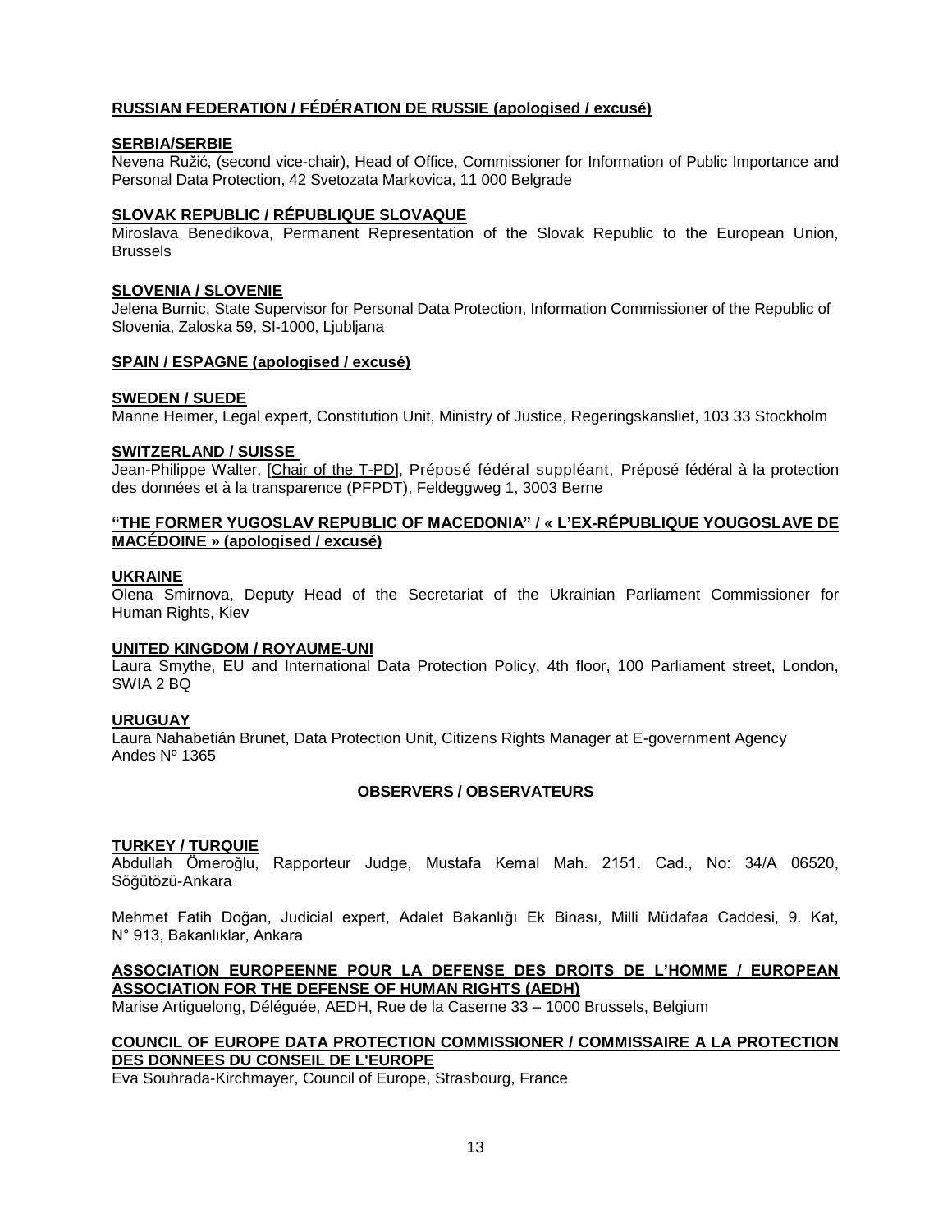**RUSSIAN FEDERATION / FÉDÉRATION DE RUSSIE (apologised / excusé)**

**SERBIA/SERBIE**
Nevena Ružić, (second vice-chair), Head of Office, Commissioner for Information of Public Importance and Personal Data Protection, 42 Svetozata Markovica, 11 000 Belgrade

**SLOVAK REPUBLIC / RÉPUBLIQUE SLOVAQUE**
Miroslava Benedikova, Permanent Representation of the Slovak Republic to the European Union, Brussels

**SLOVENIA / SLOVENIE**
Jelena Burnic, State Supervisor for Personal Data Protection, Information Commissioner of the Republic of Slovenia, Zaloska 59, SI-1000, Ljubljana

**SPAIN / ESPAGNE (apologised / excusé)**

**SWEDEN / SUEDE**
Manne Heimer, Legal expert, Constitution Unit, Ministry of Justice, Regeringskansliet, 103 33 Stockholm

**SWITZERLAND / SUISSE**
Jean-Philippe Walter, [Chair of the T-PD], Préposé fédéral suppléant, Préposé fédéral à la protection des données et à la transparence (PFPDT), Feldeggweg 1, 3003 Berne

**"THE FORMER YUGOSLAV REPUBLIC OF MACEDONIA" / « L'EX-RÉPUBLIQUE YOUGOSLAVE DE MACÉDOINE » (apologised / excusé)**

**UKRAINE**
Olena Smirnova, Deputy Head of the Secretariat of the Ukrainian Parliament Commissioner for Human Rights, Kiev

**UNITED KINGDOM / ROYAUME-UNI**
Laura Smythe, EU and International Data Protection Policy, 4th floor, 100 Parliament street, London, SWIA 2 BQ

**URUGUAY**
Laura Nahabetián Brunet, Data Protection Unit, Citizens Rights Manager at E-government Agency
Andes Nº 1365

## OBSERVERS / OBSERVATEURS

**TURKEY / TURQUIE**
Abdullah Ömeroğlu, Rapporteur Judge, Mustafa Kemal Mah. 2151. Cad., No: 34/A 06520, Söğütözü-Ankara

Mehmet Fatih Doğan, Judicial expert, Adalet Bakanlığı Ek Binası, Milli Müdafaa Caddesi, 9. Kat, N° 913, Bakanlıklar, Ankara

**ASSOCIATION EUROPEENNE POUR LA DEFENSE DES DROITS DE L'HOMME / EUROPEAN ASSOCIATION FOR THE DEFENSE OF HUMAN RIGHTS (AEDH)**
Marise Artiguelong, Déléguée, AEDH, Rue de la Caserne 33 – 1000 Brussels, Belgium

**COUNCIL OF EUROPE DATA PROTECTION COMMISSIONER / COMMISSAIRE A LA PROTECTION DES DONNEES DU CONSEIL DE L'EUROPE**
Eva Souhrada-Kirchmayer, Council of Europe, Strasbourg, France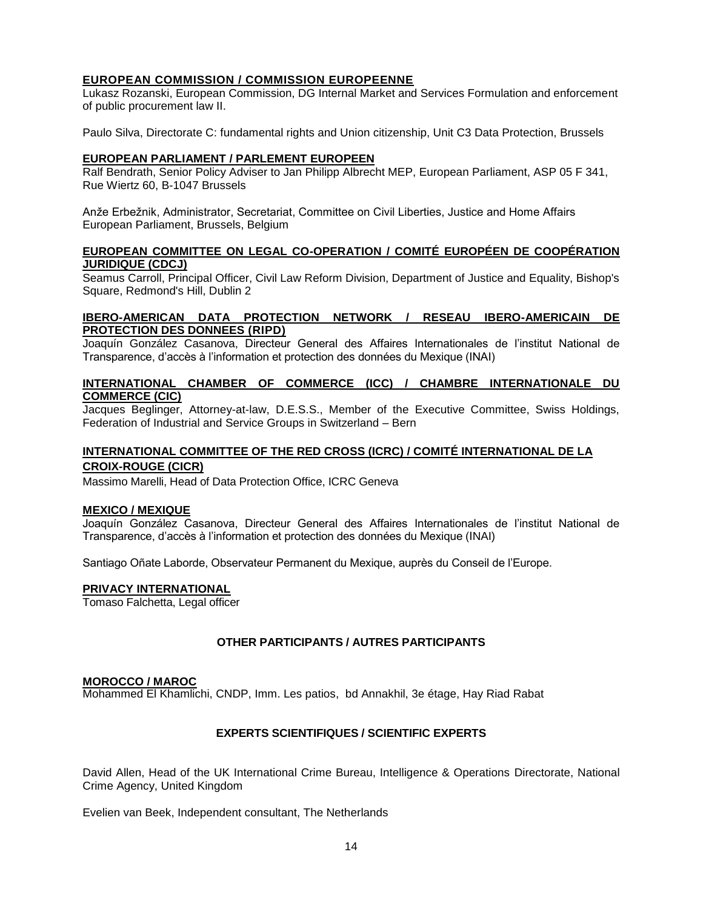**EUROPEAN COMMISSION / COMMISSION EUROPEENNE**

Lukasz Rozanski, European Commission, DG Internal Market and Services Formulation and enforcement of public procurement law II.

Paulo Silva, Directorate C: fundamental rights and Union citizenship, Unit C3 Data Protection, Brussels

**EUROPEAN PARLIAMENT / PARLEMENT EUROPEEN**

Ralf Bendrath, Senior Policy Adviser to Jan Philipp Albrecht MEP, European Parliament, ASP 05 F 341, Rue Wiertz 60, B-1047 Brussels

Anže Erbežnik, Administrator, Secretariat, Committee on Civil Liberties, Justice and Home Affairs European Parliament, Brussels, Belgium

**EUROPEAN COMMITTEE ON LEGAL CO-OPERATION / COMITÉ EUROPÉEN DE COOPÉRATION JURIDIQUE (CDCJ)**

Seamus Carroll, Principal Officer, Civil Law Reform Division, Department of Justice and Equality, Bishop's Square, Redmond's Hill, Dublin 2

**IBERO-AMERICAN DATA PROTECTION NETWORK / RESEAU IBERO-AMERICAIN DE PROTECTION DES DONNEES (RIPD)**

Joaquín González Casanova, Directeur General des Affaires Internationales de l'institut National de Transparence, d'accès à l'information et protection des données du Mexique (INAI)

**INTERNATIONAL CHAMBER OF COMMERCE (ICC) / CHAMBRE INTERNATIONALE DU COMMERCE (CIC)**

Jacques Beglinger, Attorney-at-law, D.E.S.S., Member of the Executive Committee, Swiss Holdings, Federation of Industrial and Service Groups in Switzerland – Bern

**INTERNATIONAL COMMITTEE OF THE RED CROSS (ICRC) / COMITÉ INTERNATIONAL DE LA CROIX-ROUGE (CICR)**

Massimo Marelli, Head of Data Protection Office, ICRC Geneva

**MEXICO / MEXIQUE**

Joaquín González Casanova, Directeur General des Affaires Internationales de l'institut National de Transparence, d'accès à l'information et protection des données du Mexique (INAI)

Santiago Oñate Laborde, Observateur Permanent du Mexique, auprès du Conseil de l'Europe.

**PRIVACY INTERNATIONAL**

Tomaso Falchetta, Legal officer

## OTHER PARTICIPANTS / AUTRES PARTICIPANTS

**MOROCCO / MAROC**

Mohammed El Khamlichi, CNDP, Imm. Les patios, bd Annakhil, 3e étage, Hay Riad Rabat

## EXPERTS SCIENTIFIQUES / SCIENTIFIC EXPERTS

David Allen, Head of the UK International Crime Bureau, Intelligence & Operations Directorate, National Crime Agency, United Kingdom

Evelien van Beek, Independent consultant, The Netherlands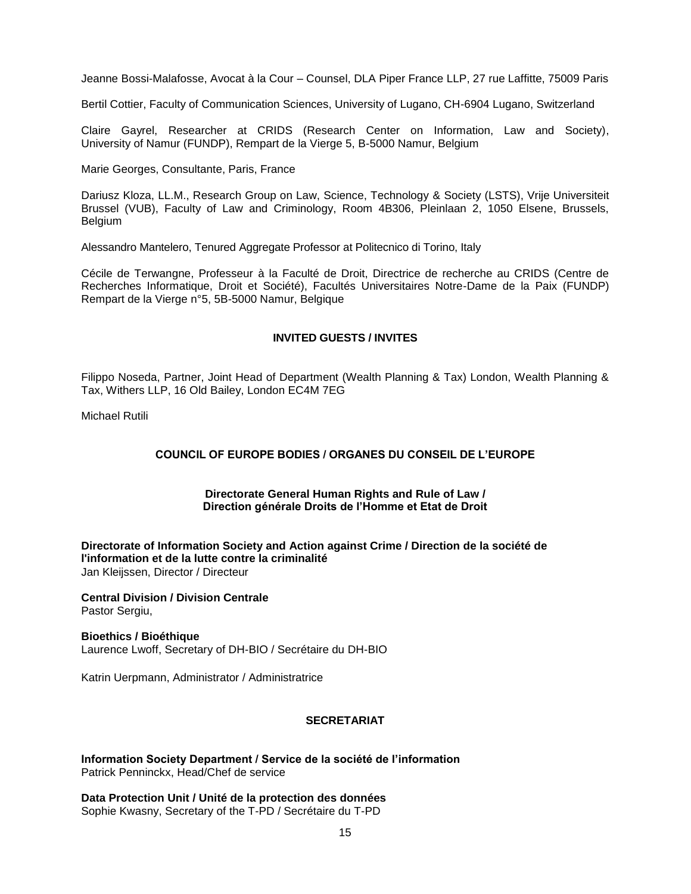Jeanne Bossi-Malafosse, Avocat à la Cour – Counsel, DLA Piper France LLP, 27 rue Laffitte, 75009 Paris

Bertil Cottier, Faculty of Communication Sciences, University of Lugano, CH-6904 Lugano, Switzerland

Claire Gayrel, Researcher at CRIDS (Research Center on Information, Law and Society), University of Namur (FUNDP), Rempart de la Vierge 5, B-5000 Namur, Belgium

Marie Georges, Consultante, Paris, France

Dariusz Kloza, LL.M., Research Group on Law, Science, Technology & Society (LSTS), Vrije Universiteit Brussel (VUB), Faculty of Law and Criminology, Room 4B306, Pleinlaan 2, 1050 Elsene, Brussels, Belgium

Alessandro Mantelero, Tenured Aggregate Professor at Politecnico di Torino, Italy

Cécile de Terwangne, Professeur à la Faculté de Droit, Directrice de recherche au CRIDS (Centre de Recherches Informatique, Droit et Société), Facultés Universitaires Notre-Dame de la Paix (FUNDP) Rempart de la Vierge n°5, 5B-5000 Namur, Belgique

## INVITED GUESTS / INVITES

Filippo Noseda, Partner, Joint Head of Department (Wealth Planning & Tax) London, Wealth Planning & Tax, Withers LLP, 16 Old Bailey, London EC4M 7EG

Michael Rutili

## COUNCIL OF EUROPE BODIES / ORGANES DU CONSEIL DE L'EUROPE

### Directorate General Human Rights and Rule of Law / Direction générale Droits de l'Homme et Etat de Droit

**Directorate of Information Society and Action against Crime / Direction de la société de l'information et de la lutte contre la criminalité**
Jan Kleijssen, Director / Directeur

**Central Division / Division Centrale**
Pastor Sergiu,

**Bioethics / Bioéthique**
Laurence Lwoff, Secretary of DH-BIO / Secrétaire du DH-BIO

Katrin Uerpmann, Administrator / Administratrice

## SECRETARIAT

**Information Society Department / Service de la société de l'information**
Patrick Penninckx, Head/Chef de service

**Data Protection Unit / Unité de la protection des données**
Sophie Kwasny, Secretary of the T-PD / Secrétaire du T-PD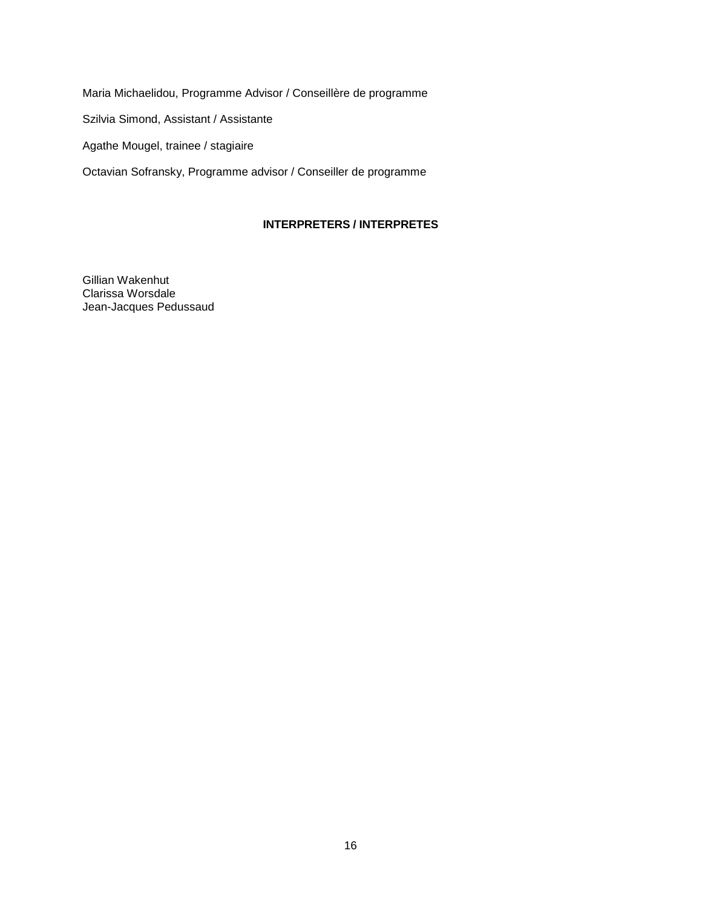Maria Michaelidou, Programme Advisor / Conseillère de programme

Szilvia Simond, Assistant / Assistante

Agathe Mougel, trainee / stagiaire

Octavian Sofransky, Programme advisor / Conseiller de programme

**INTERPRETERS / INTERPRETES**

Gillian Wakenhut
Clarissa Worsdale
Jean-Jacques Pedussaud